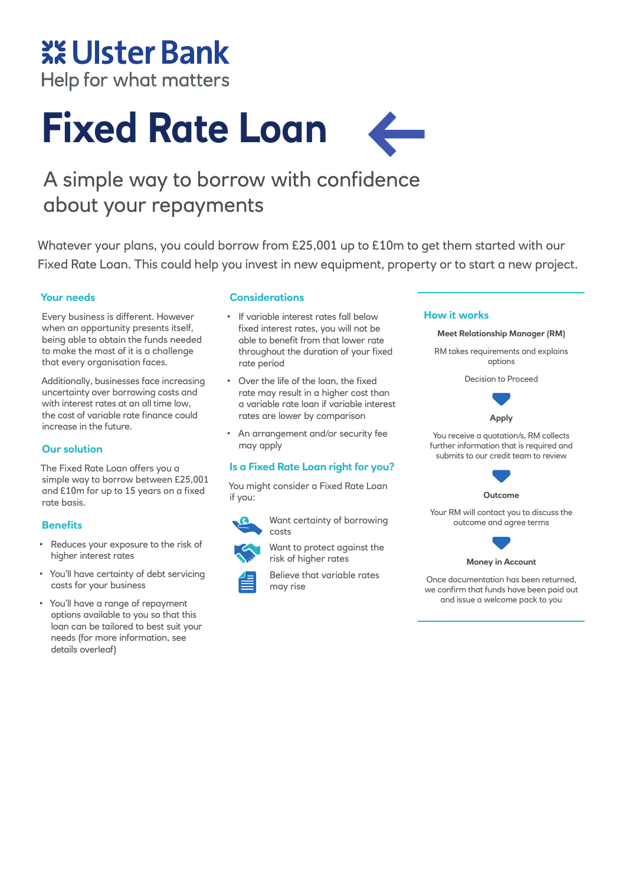# Ulster Bank

Help for what matters

# Fixed Rate Loan

## A simple way to borrow with confidence about your repayments

Whatever your plans, you could borrow from £25,001 up to £10m to get them started with our Fixed Rate Loan. This could help you invest in new equipment, property or to start a new project.

### Your needs

Every business is different. However when an opportunity presents itself, being able to obtain the funds needed to make the most of it is a challenge that every organisation faces.

Additionally, businesses face increasing uncertainty over borrowing costs and with interest rates at an all time low, the cost of variable rate finance could increase in the future.

### Our solution

The Fixed Rate Loan offers you a simple way to borrow between £25,001 and £10m for up to 15 years on a fixed rate basis.

### Benefits

- Reduces your exposure to the risk of higher interest rates
- You'll have certainty of debt servicing costs for your business
- You'll have a range of repayment options available to you so that this loan can be tailored to best suit your needs (for more information, see details overleaf)

### Considerations

- If variable interest rates fall below fixed interest rates, you will not be able to benefit from that lower rate throughout the duration of your fixed rate period
- Over the life of the loan, the fixed rate may result in a higher cost than a variable rate loan if variable interest rates are lower by comparison
- An arrangement and/or security fee may apply

### Is a Fixed Rate Loan right for you?

You might consider a Fixed Rate Loan if you:

- Want certainty of borrowing costs
- Want to protect against the risk of higher rates
- Believe that variable rates may rise

### How it works

**Meet Relationship Manager (RM)**

RM takes requirements and explains options

Decision to Proceed

**Apply**

You receive a quotation/s, RM collects further information that is required and submits to our credit team to review

**Outcome**

Your RM will contact you to discuss the outcome and agree terms

**Money in Account**

Once documentation has been returned, we confirm that funds have been paid out and issue a welcome pack to you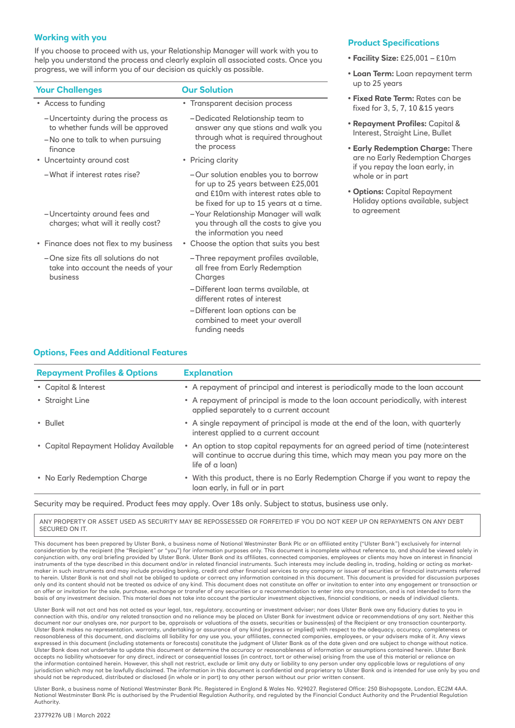## Working with you

If you choose to proceed with us, your Relationship Manager will work with you to help you understand the process and clearly explain all associated costs. Once you progress, we will inform you of our decision as quickly as possible.

| Your Challenges | Our Solution |
|---|---|
| • Access to funding | • Transparent decision process |
| – Uncertainty during the process as to whether funds will be approved<br>– No one to talk to when pursuing finance | – Dedicated Relationship team to answer any que stions and walk you through what is required throughout the process |
| • Uncertainty around cost | • Pricing clarity |
| – What if interest rates rise? | – Our solution enables you to borrow for up to 25 years between £25,001 and £10m with interest rates able to be fixed for up to 15 years at a time. |
| – Uncertainty around fees and charges; what will it really cost? | – Your Relationship Manager will walk you through all the costs to give you the information you need |
| • Finance does not flex to my business | • Choose the option that suits you best |
| – One size fits all solutions do not take into account the needs of your business | – Three repayment profiles available, all free from Early Redemption Charges<br>– Different loan terms available, at different rates of interest<br>– Different loan options can be combined to meet your overall funding needs |

## Product Specifications

- **Facility Size:** £25,001 – £10m
- **Loan Term:** Loan repayment term up to 25 years
- **Fixed Rate Term:** Rates can be fixed for 3, 5, 7, 10 &15 years
- **Repayment Profiles:** Capital & Interest, Straight Line, Bullet
- **Early Redemption Charge:** There are no Early Redemption Charges if you repay the loan early, in whole or in part
- **Options:** Capital Repayment Holiday options available, subject to agreement

## Options, Fees and Additional Features

| Repayment Profiles & Options | Explanation |
|---|---|
| • Capital & Interest | • A repayment of principal and interest is periodically made to the loan account |
| • Straight Line | • A repayment of principal is made to the loan account periodically, with interest applied separately to a current account |
| • Bullet | • A single repayment of principal is made at the end of the loan, with quarterly interest applied to a current account |
| • Capital Repayment Holiday Available | • An option to stop capital repayments for an agreed period of time (note:interest will continue to accrue during this time, which may mean you pay more on the life of a loan) |
| • No Early Redemption Charge | • With this product, there is no Early Redemption Charge if you want to repay the loan early, in full or in part |

Security may be required. Product fees may apply. Over 18s only. Subject to status, business use only.

ANY PROPERTY OR ASSET USED AS SECURITY MAY BE REPOSSESSED OR FORFEITED IF YOU DO NOT KEEP UP ON REPAYMENTS ON ANY DEBT SECURED ON IT.

This document has been prepared by Ulster Bank, a business name of National Westminster Bank Plc or an affiliated entity ("Ulster Bank") exclusively for internal consideration by the recipient (the "Recipient" or "you") for information purposes only. This document is incomplete without reference to, and should be viewed solely in conjunction with, any oral briefing provided by Ulster Bank. Ulster Bank and its affiliates, connected companies, employees or clients may have an interest in financial instruments of the type described in this document and/or in related financial instruments. Such interests may include dealing in, trading, holding or acting as market-maker in such instruments and may include providing banking, credit and other financial services to any company or issuer of securities or financial instruments referred to herein. Ulster Bank is not and shall not be obliged to update or correct any information contained in this document. This document is provided for discussion purposes only and its content should not be treated as advice of any kind. This document does not constitute an offer or invitation to enter into any engagement or transaction or an offer or invitation for the sale, purchase, exchange or transfer of any securities or a recommendation to enter into any transaction, and is not intended to form the basis of any investment decision. This material does not take into account the particular investment objectives, financial conditions, or needs of individual clients.

Ulster Bank will not act and has not acted as your legal, tax, regulatory, accounting or investment adviser; nor does Ulster Bank owe any fiduciary duties to you in connection with this, and/or any related transaction and no reliance may be placed on Ulster Bank for investment advice or recommendations of any sort. Neither this document nor our analyses are, nor purport to be, appraisals or valuations of the assets, securities or business(es) of the Recipient or any transaction counterparty. Ulster Bank makes no representation, warranty, undertaking or assurance of any kind (express or implied) with respect to the adequacy, accuracy, completeness or reasonableness of this document, and disclaims all liability for any use you, your affiliates, connected companies, employees, or your advisers make of it. Any views expressed in this document (including statements or forecasts) constitute the judgment of Ulster Bank as of the date given and are subject to change without notice. Ulster Bank does not undertake to update this document or determine the accuracy or reasonableness of information or assumptions contained herein. Ulster Bank accepts no liability whatsoever for any direct, indirect or consequential losses (in contract, tort or otherwise) arising from the use of this material or reliance on the information contained herein. However, this shall not restrict, exclude or limit any duty or liability to any person under any applicable laws or regulations of any jurisdiction which may not be lawfully disclaimed. The information in this document is confidential and proprietary to Ulster Bank and is intended for use only by you and should not be reproduced, distributed or disclosed (in whole or in part) to any other person without our prior written consent.

Ulster Bank, a business name of National Westminster Bank Plc. Registered in England & Wales No. 929027. Registered Office: 250 Bishopsgate, London, EC2M 4AA. National Westminster Bank Plc is authorised by the Prudential Regulation Authority, and regulated by the Financial Conduct Authority and the Prudential Regulation Authority.

23779276 UB | March 2022